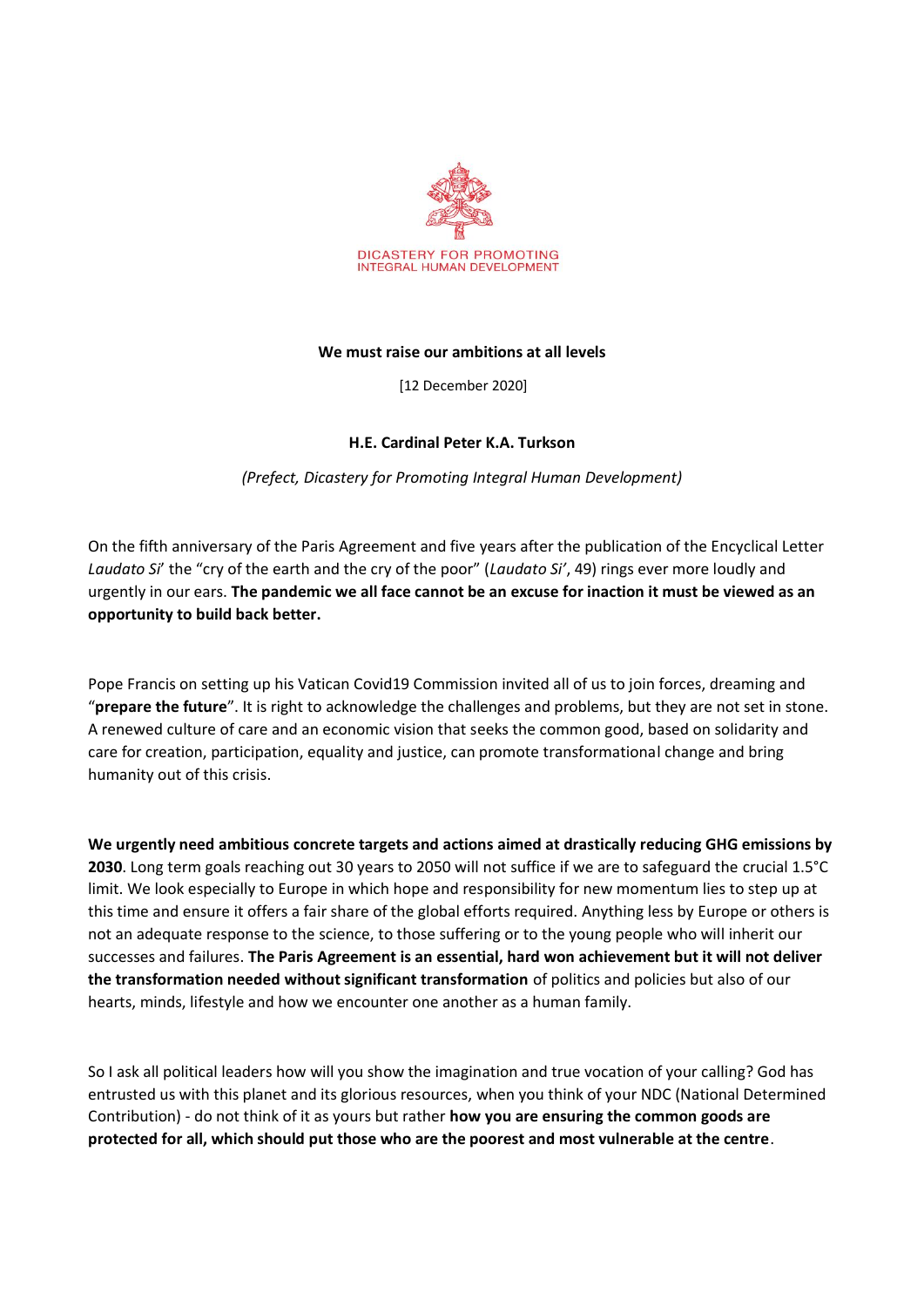DICASTERY FOR PROMOTING
INTEGRAL HUMAN DEVELOPMENT

**We must raise our ambitions at all levels**

[12 December 2020]

**H.E. Cardinal Peter K.A. Turkson**

*(Prefect, Dicastery for Promoting Integral Human Development)*

On the fifth anniversary of the Paris Agreement and five years after the publication of the Encyclical Letter *Laudato Si*' the "cry of the earth and the cry of the poor" (*Laudato Si'*, 49) rings ever more loudly and urgently in our ears. **The pandemic we all face cannot be an excuse for inaction it must be viewed as an opportunity to build back better.**

Pope Francis on setting up his Vatican Covid19 Commission invited all of us to join forces, dreaming and "**prepare the future**". It is right to acknowledge the challenges and problems, but they are not set in stone. A renewed culture of care and an economic vision that seeks the common good, based on solidarity and care for creation, participation, equality and justice, can promote transformational change and bring humanity out of this crisis.

**We urgently need ambitious concrete targets and actions aimed at drastically reducing GHG emissions by 2030**. Long term goals reaching out 30 years to 2050 will not suffice if we are to safeguard the crucial 1.5°C limit. We look especially to Europe in which hope and responsibility for new momentum lies to step up at this time and ensure it offers a fair share of the global efforts required. Anything less by Europe or others is not an adequate response to the science, to those suffering or to the young people who will inherit our successes and failures. **The Paris Agreement is an essential, hard won achievement but it will not deliver the transformation needed without significant transformation** of politics and policies but also of our hearts, minds, lifestyle and how we encounter one another as a human family.

So I ask all political leaders how will you show the imagination and true vocation of your calling? God has entrusted us with this planet and its glorious resources, when you think of your NDC (National Determined Contribution) - do not think of it as yours but rather **how you are ensuring the common goods are protected for all, which should put those who are the poorest and most vulnerable at the centre**.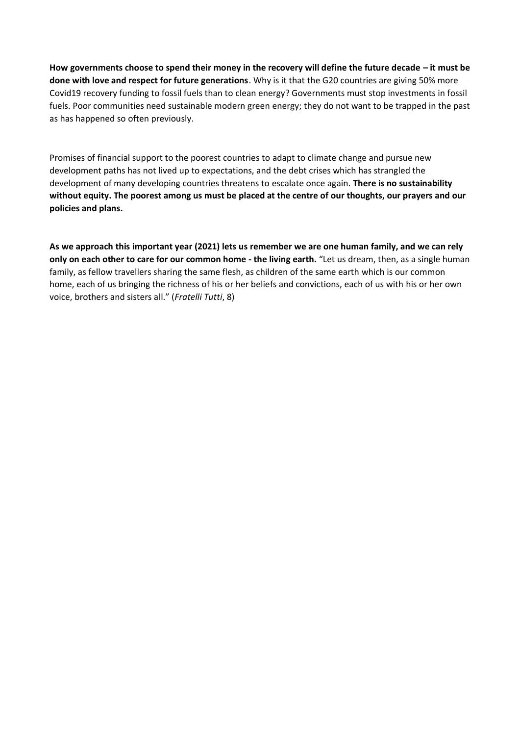**How governments choose to spend their money in the recovery will define the future decade – it must be done with love and respect for future generations**. Why is it that the G20 countries are giving 50% more Covid19 recovery funding to fossil fuels than to clean energy? Governments must stop investments in fossil fuels. Poor communities need sustainable modern green energy; they do not want to be trapped in the past as has happened so often previously.

Promises of financial support to the poorest countries to adapt to climate change and pursue new development paths has not lived up to expectations, and the debt crises which has strangled the development of many developing countries threatens to escalate once again. **There is no sustainability without equity. The poorest among us must be placed at the centre of our thoughts, our prayers and our policies and plans.**

**As we approach this important year (2021) lets us remember we are one human family, and we can rely only on each other to care for our common home - the living earth.** "Let us dream, then, as a single human family, as fellow travellers sharing the same flesh, as children of the same earth which is our common home, each of us bringing the richness of his or her beliefs and convictions, each of us with his or her own voice, brothers and sisters all." (*Fratelli Tutti*, 8)